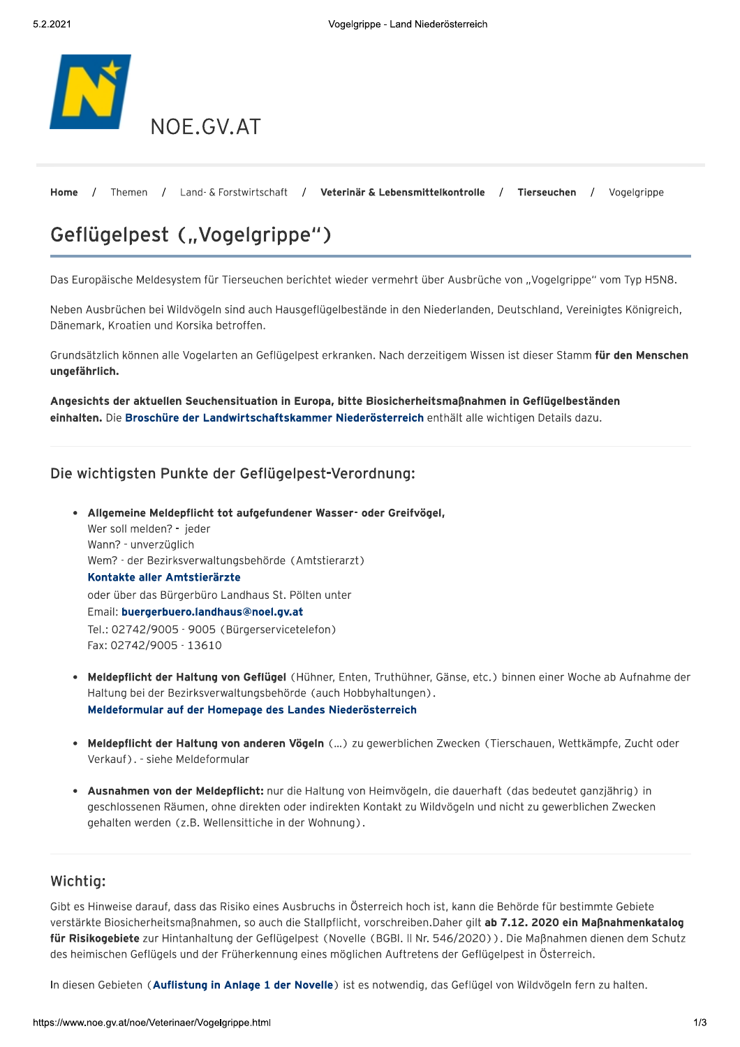NOE.GV.AT

Home / Themen / Land- & Forstwirtschaft / **Veterinär & Lebensmittelkontrolle** / **Tierseuchen** / Vogelgrippe

# Geflügelpest („Vogelgrippe")

Das Europäische Meldesystem für Tierseuchen berichtet wieder vermehrt über Ausbrüche von „Vogelgrippe" vom Typ H5N8.

Neben Ausbrüchen bei Wildvögeln sind auch Hausgeflügelbestände in den Niederlanden, Deutschland, Vereinigtes Königreich, Dänemark, Kroatien und Korsika betroffen.

Grundsätzlich können alle Vogelarten an Geflügelpest erkranken. Nach derzeitigem Wissen ist dieser Stamm **für den Menschen ungefährlich.**

**Angesichts der aktuellen Seuchensituation in Europa, bitte Biosicherheitsmaßnahmen in Geflügelbeständen einhalten.** Die **Broschüre der Landwirtschaftskammer Niederösterreich** enthält alle wichtigen Details dazu.

## Die wichtigsten Punkte der Geflügelpest-Verordnung:

- **Allgemeine Meldepflicht tot aufgefundener Wasser- oder Greifvögel,**
  Wer soll melden? - jeder
  Wann? - unverzüglich
  Wem? - der Bezirksverwaltungsbehörde (Amtstierarzt)
  **Kontakte aller Amtstierärzte**
  oder über das Bürgerbüro Landhaus St. Pölten unter
  Email: **buergerbuero.landhaus@noel.gv.at**
  Tel.: 02742/9005 - 9005 (Bürgerservicetelefon)
  Fax: 02742/9005 - 13610

- **Meldepflicht der Haltung von Geflügel** (Hühner, Enten, Truthühner, Gänse, etc.) binnen einer Woche ab Aufnahme der Haltung bei der Bezirksverwaltungsbehörde (auch Hobbyhaltungen).
  **Meldeformular auf der Homepage des Landes Niederösterreich**

- **Meldepflicht der Haltung von anderen Vögeln** (...) zu gewerblichen Zwecken (Tierschauen, Wettkämpfe, Zucht oder Verkauf). - siehe Meldeformular

- **Ausnahmen von der Meldepflicht:** nur die Haltung von Heimvögeln, die dauerhaft (das bedeutet ganzjährig) in geschlossenen Räumen, ohne direkten oder indirekten Kontakt zu Wildvögeln und nicht zu gewerblichen Zwecken gehalten werden (z.B. Wellensittiche in der Wohnung).

## Wichtig:

Gibt es Hinweise darauf, dass das Risiko eines Ausbruchs in Österreich hoch ist, kann die Behörde für bestimmte Gebiete verstärkte Biosicherheitsmaßnahmen, so auch die Stallpflicht, vorschreiben.Daher gilt **ab 7.12. 2020 ein Maßnahmenkatalog für Risikogebiete** zur Hintanhaltung der Geflügelpest (Novelle (BGBl. II Nr. 546/2020)). Die Maßnahmen dienen dem Schutz des heimischen Geflügels und der Früherkennung eines möglichen Auftretens der Geflügelpest in Österreich.

In diesen Gebieten (**Auflistung in Anlage 1 der Novelle**) ist es notwendig, das Geflügel von Wildvögeln fern zu halten.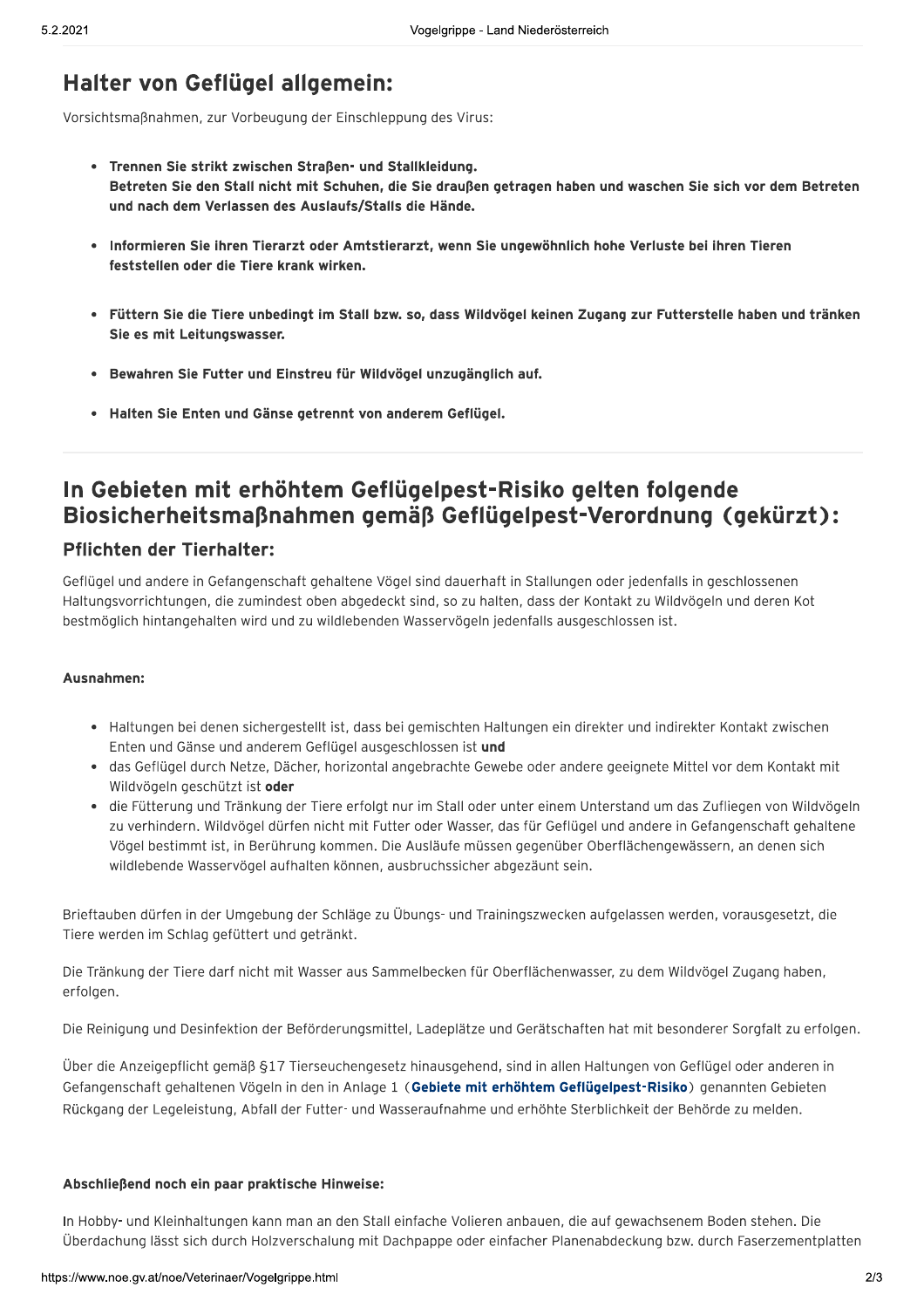## Halter von Geflügel allgemein:

Vorsichtsmaßnahmen, zur Vorbeugung der Einschleppung des Virus:

- **Trennen Sie strikt zwischen Straßen- und Stallkleidung.**
  **Betreten Sie den Stall nicht mit Schuhen, die Sie draußen getragen haben und waschen Sie sich vor dem Betreten und nach dem Verlassen des Auslaufs/Stalls die Hände.**

- **Informieren Sie ihren Tierarzt oder Amtstierarzt, wenn Sie ungewöhnlich hohe Verluste bei ihren Tieren feststellen oder die Tiere krank wirken.**

- **Füttern Sie die Tiere unbedingt im Stall bzw. so, dass Wildvögel keinen Zugang zur Futterstelle haben und tränken Sie es mit Leitungswasser.**

- **Bewahren Sie Futter und Einstreu für Wildvögel unzugänglich auf.**

- **Halten Sie Enten und Gänse getrennt von anderem Geflügel.**

---

## In Gebieten mit erhöhtem Geflügelpest-Risiko gelten folgende Biosicherheitsmaßnahmen gemäß Geflügelpest-Verordnung (gekürzt):

### Pflichten der Tierhalter:

Geflügel und andere in Gefangenschaft gehaltene Vögel sind dauerhaft in Stallungen oder jedenfalls in geschlossenen Haltungsvorrichtungen, die zumindest oben abgedeckt sind, so zu halten, dass der Kontakt zu Wildvögeln und deren Kot bestmöglich hintangehalten wird und zu wildlebenden Wasservögeln jedenfalls ausgeschlossen ist.

**Ausnahmen:**

- Haltungen bei denen sichergestellt ist, dass bei gemischten Haltungen ein direkter und indirekter Kontakt zwischen Enten und Gänse und anderem Geflügel ausgeschlossen ist **und**
- das Geflügel durch Netze, Dächer, horizontal angebrachte Gewebe oder andere geeignete Mittel vor dem Kontakt mit Wildvögeln geschützt ist **oder**
- die Fütterung und Tränkung der Tiere erfolgt nur im Stall oder unter einem Unterstand um das Zufliegen von Wildvögeln zu verhindern. Wildvögel dürfen nicht mit Futter oder Wasser, das für Geflügel und andere in Gefangenschaft gehaltene Vögel bestimmt ist, in Berührung kommen. Die Ausläufe müssen gegenüber Oberflächengewässern, an denen sich wildlebende Wasservögel aufhalten können, ausbruchssicher abgezäunt sein.

Brieftauben dürfen in der Umgebung der Schläge zu Übungs- und Trainingszwecken aufgelassen werden, vorausgesetzt, die Tiere werden im Schlag gefüttert und getränkt.

Die Tränkung der Tiere darf nicht mit Wasser aus Sammelbecken für Oberflächenwasser, zu dem Wildvögel Zugang haben, erfolgen.

Die Reinigung und Desinfektion der Beförderungsmittel, Ladeplätze und Gerätschaften hat mit besonderer Sorgfalt zu erfolgen.

Über die Anzeigepflicht gemäß §17 Tierseuchengesetz hinausgehend, sind in allen Haltungen von Geflügel oder anderen in Gefangenschaft gehaltenen Vögeln in den in Anlage 1 (**Gebiete mit erhöhtem Geflügelpest-Risiko**) genannten Gebieten Rückgang der Legeleistung, Abfall der Futter- und Wasseraufnahme und erhöhte Sterblichkeit der Behörde zu melden.

**Abschließend noch ein paar praktische Hinweise:**

In Hobby- und Kleinhaltungen kann man an den Stall einfache Volieren anbauen, die auf gewachsenem Boden stehen. Die Überdachung lässt sich durch Holzverschalung mit Dachpappe oder einfacher Planenabdeckung bzw. durch Faserzementplatten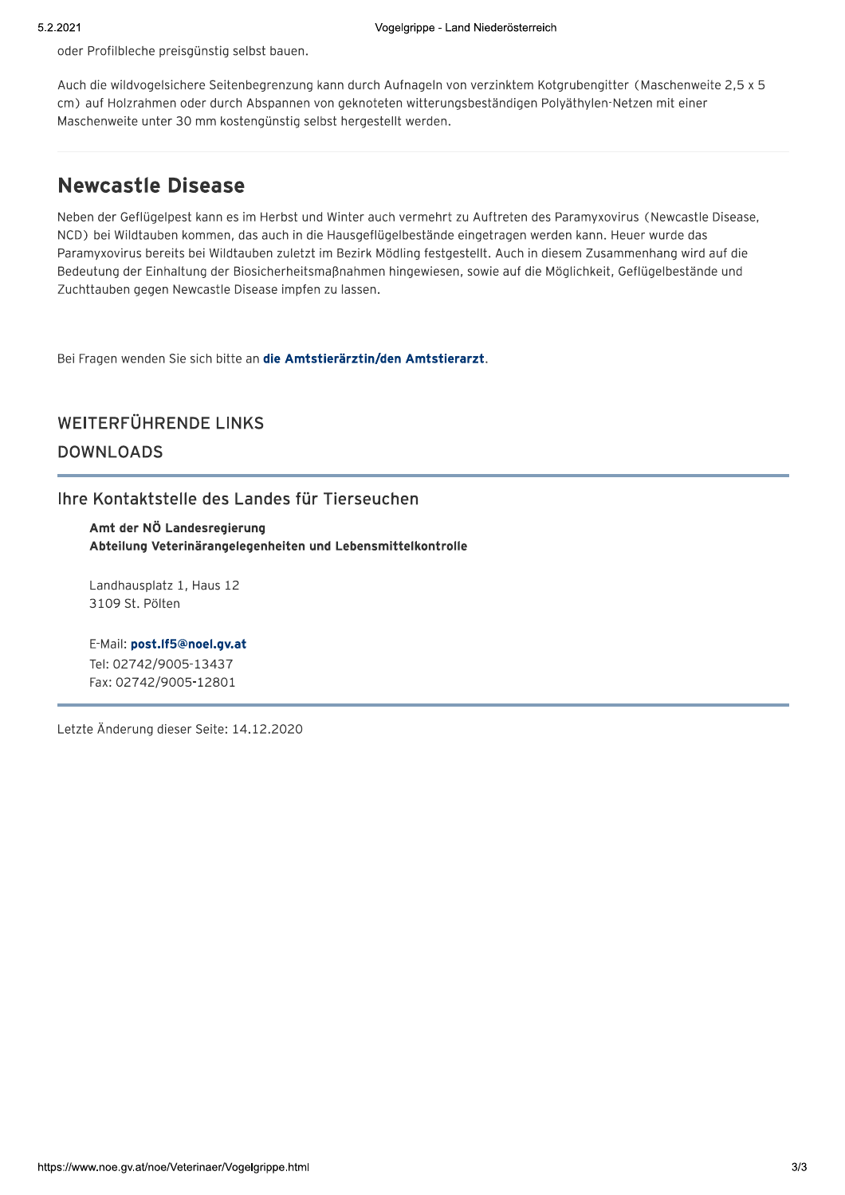oder Profilbleche preisgünstig selbst bauen.

Auch die wildvogelsichere Seitenbegrenzung kann durch Aufnageln von verzinktem Kotgrubengitter (Maschenweite 2,5 x 5 cm) auf Holzrahmen oder durch Abspannen von geknoteten witterungsbeständigen Polyäthylen-Netzen mit einer Maschenweite unter 30 mm kostengünstig selbst hergestellt werden.

## Newcastle Disease

Neben der Geflügelpest kann es im Herbst und Winter auch vermehrt zu Auftreten des Paramyxovirus (Newcastle Disease, NCD) bei Wildtauben kommen, das auch in die Hausgeflügelbestände eingetragen werden kann. Heuer wurde das Paramyxovirus bereits bei Wildtauben zuletzt im Bezirk Mödling festgestellt. Auch in diesem Zusammenhang wird auf die Bedeutung der Einhaltung der Biosicherheitsmaßnahmen hingewiesen, sowie auf die Möglichkeit, Geflügelbestände und Zuchttauben gegen Newcastle Disease impfen zu lassen.

Bei Fragen wenden Sie sich bitte an **die Amtstierärztin/den Amtstierarzt**.

### WEITERFÜHRENDE LINKS

### DOWNLOADS

### Ihre Kontaktstelle des Landes für Tierseuchen

**Amt der NÖ Landesregierung**
**Abteilung Veterinärangelegenheiten und Lebensmittelkontrolle**

Landhausplatz 1, Haus 12
3109 St. Pölten

E-Mail: **post.lf5@noel.gv.at**
Tel: 02742/9005-13437
Fax: 02742/9005-12801

Letzte Änderung dieser Seite: 14.12.2020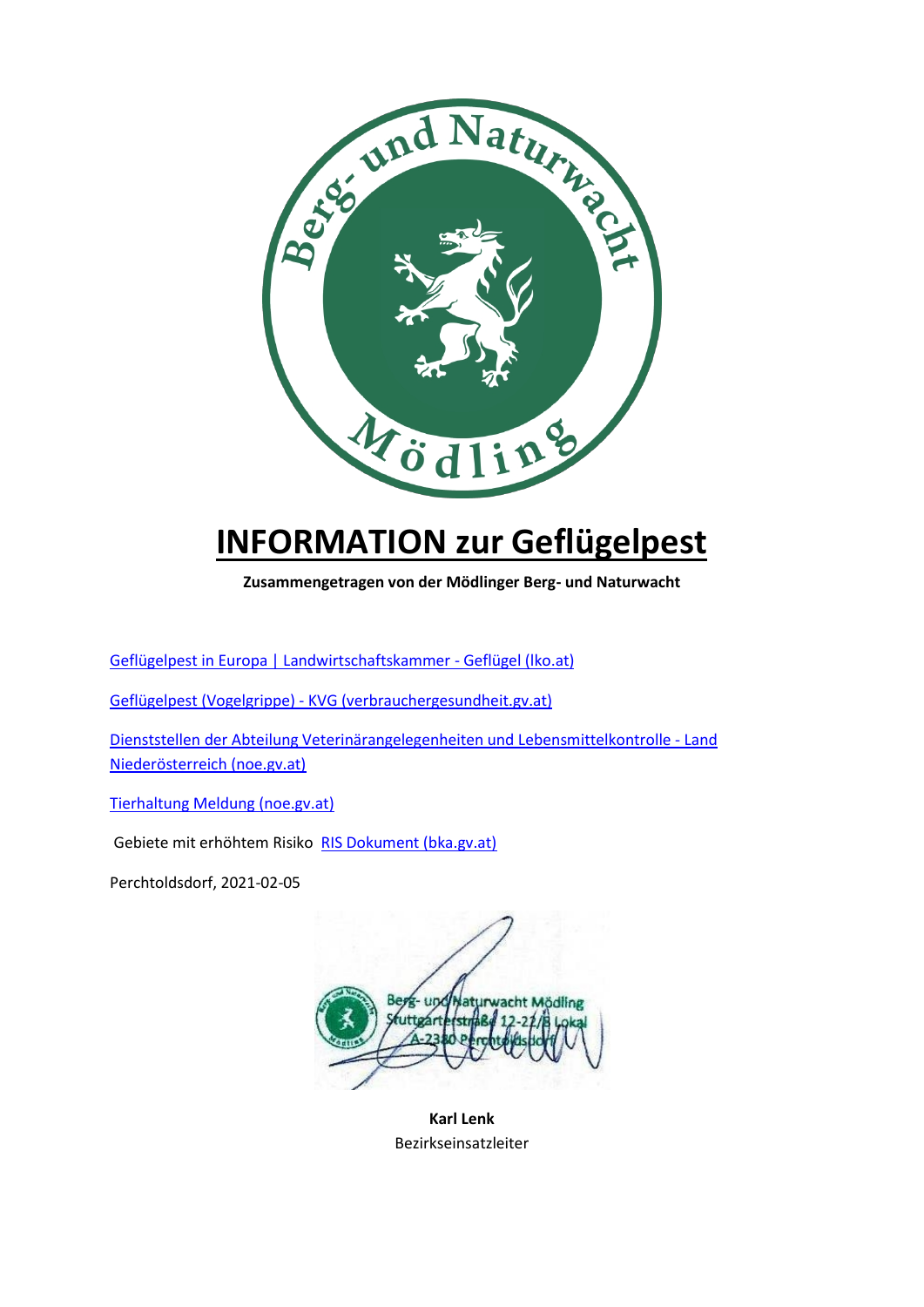# INFORMATION zur Geflügelpest

**Zusammengetragen von der Mödlinger Berg- und Naturwacht**

[Geflügelpest in Europa | Landwirtschaftskammer - Geflügel (lko.at)]

[Geflügelpest (Vogelgrippe) - KVG (verbrauchergesundheit.gv.at)]

[Dienststellen der Abteilung Veterinärangelegenheiten und Lebensmittelkontrolle - Land Niederösterreich (noe.gv.at)]

[Tierhaltung Meldung (noe.gv.at)]

Gebiete mit erhöhtem Risiko [RIS Dokument (bka.gv.at)]

Perchtoldsdorf, 2021-02-05

Berg- und Naturwacht Mödling
Stuttgarterstraße 12-22/8 Lokal
A-2380 Perchtoldsdorf

**Karl Lenk**
Bezirkseinsatzleiter